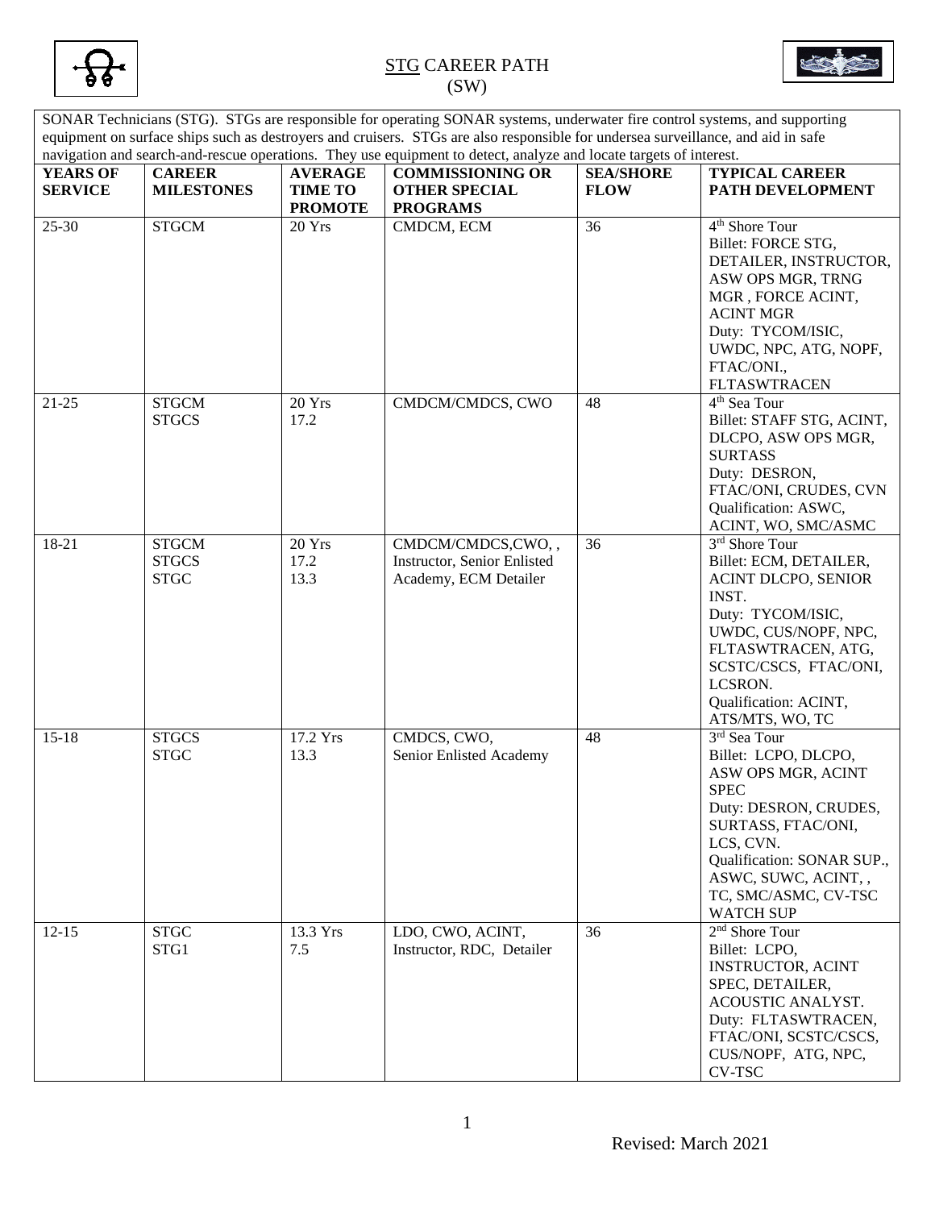# STG CAREER PATH
## (SW)

SONAR Technicians (STG). STGs are responsible for operating SONAR systems, underwater fire control systems, and supporting equipment on surface ships such as destroyers and cruisers. STGs are also responsible for undersea surveillance, and aid in safe navigation and search-and-rescue operations. They use equipment to detect, analyze and locate targets of interest.

| YEARS OF SERVICE | CAREER MILESTONES | AVERAGE TIME TO PROMOTE | COMMISSIONING OR OTHER SPECIAL PROGRAMS | SEA/SHORE FLOW | TYPICAL CAREER PATH DEVELOPMENT |
|---|---|---|---|---|---|
| 25-30 | STGCM | 20 Yrs | CMDCM, ECM | 36 | 4th Shore Tour<br>Billet: FORCE STG, DETAILER, INSTRUCTOR, ASW OPS MGR, TRNG MGR , FORCE ACINT, ACINT MGR<br>Duty: TYCOM/ISIC, UWDC, NPC, ATG, NOPF, FTAC/ONI., FLTASWTRACEN |
| 21-25 | STGCM<br>STGCS | 20 Yrs<br>17.2 | CMDCM/CMDCS, CWO | 48 | 4th Sea Tour<br>Billet: STAFF STG, ACINT, DLCPO, ASW OPS MGR, SURTASS<br>Duty: DESRON, FTAC/ONI, CRUDES, CVN<br>Qualification: ASWC, ACINT, WO, SMC/ASMC |
| 18-21 | STGCM<br>STGCS<br>STGC | 20 Yrs<br>17.2<br>13.3 | CMDCM/CMDCS,CWO, ,<br>Instructor, Senior Enlisted Academy, ECM Detailer | 36 | 3rd Shore Tour<br>Billet: ECM, DETAILER, ACINT DLCPO, SENIOR INST.<br>Duty: TYCOM/ISIC, UWDC, CUS/NOPF, NPC, FLTASWTRACEN, ATG, SCSTC/CSCS, FTAC/ONI, LCSRON.<br>Qualification: ACINT, ATS/MTS, WO, TC |
| 15-18 | STGCS<br>STGC | 17.2 Yrs<br>13.3 | CMDCS, CWO,<br>Senior Enlisted Academy | 48 | 3rd Sea Tour<br>Billet: LCPO, DLCPO, ASW OPS MGR, ACINT SPEC<br>Duty: DESRON, CRUDES, SURTASS, FTAC/ONI, LCS, CVN.<br>Qualification: SONAR SUP., ASWC, SUWC, ACINT, , TC, SMC/ASMC, CV-TSC WATCH SUP |
| 12-15 | STGC<br>STG1 | 13.3 Yrs<br>7.5 | LDO, CWO, ACINT, Instructor, RDC, Detailer | 36 | 2nd Shore Tour<br>Billet: LCPO, INSTRUCTOR, ACINT SPEC, DETAILER, ACOUSTIC ANALYST.<br>Duty: FLTASWTRACEN, FTAC/ONI, SCSTC/CSCS, CUS/NOPF, ATG, NPC, CV-TSC |

Revised: March 2021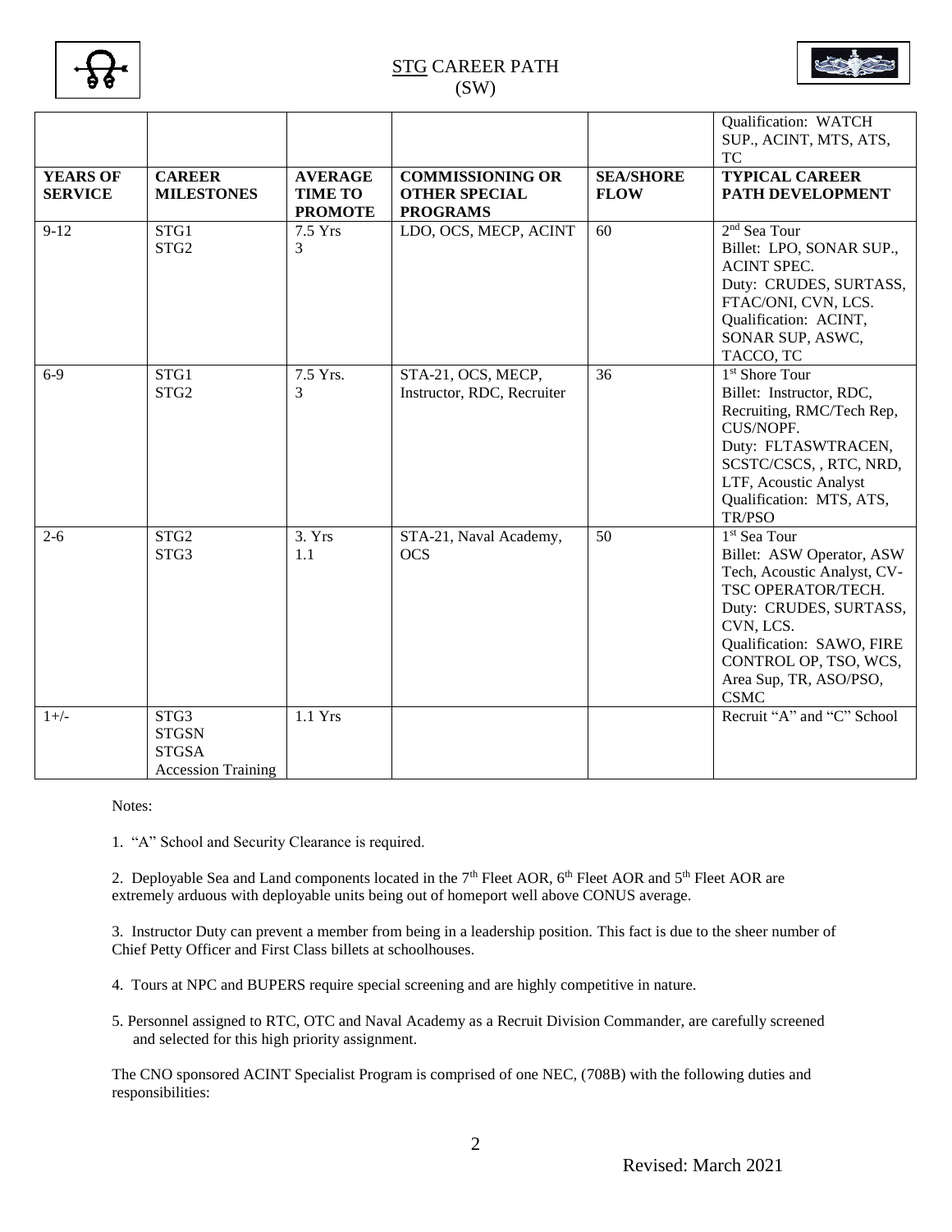STG CAREER PATH
(SW)

| | | | | | Qualification: WATCH SUP., ACINT, MTS, ATS, TC |
|---|---|---|---|---|---|
| **YEARS OF SERVICE** | **CAREER MILESTONES** | **AVERAGE TIME TO PROMOTE** | **COMMISSIONING OR OTHER SPECIAL PROGRAMS** | **SEA/SHORE FLOW** | **TYPICAL CAREER PATH DEVELOPMENT** |
| 9-12 | STG1<br>STG2 | 7.5 Yrs<br>3 | LDO, OCS, MECP, ACINT | 60 | 2nd Sea Tour<br>Billet: LPO, SONAR SUP., ACINT SPEC.<br>Duty: CRUDES, SURTASS, FTAC/ONI, CVN, LCS.<br>Qualification: ACINT, SONAR SUP, ASWC, TACCO, TC |
| 6-9 | STG1<br>STG2 | 7.5 Yrs.<br>3 | STA-21, OCS, MECP, Instructor, RDC, Recruiter | 36 | 1st Shore Tour<br>Billet: Instructor, RDC, Recruiting, RMC/Tech Rep, CUS/NOPF.<br>Duty: FLTASWTRACEN, SCSTC/CSCS, , RTC, NRD, LTF, Acoustic Analyst<br>Qualification: MTS, ATS, TR/PSO |
| 2-6 | STG2<br>STG3 | 3. Yrs<br>1.1 | STA-21, Naval Academy, OCS | 50 | 1st Sea Tour<br>Billet: ASW Operator, ASW Tech, Acoustic Analyst, CV-TSC OPERATOR/TECH.<br>Duty: CRUDES, SURTASS, CVN, LCS.<br>Qualification: SAWO, FIRE CONTROL OP, TSO, WCS, Area Sup, TR, ASO/PSO, CSMC |
| 1+/- | STG3<br>STGSN<br>STGSA<br>Accession Training | 1.1 Yrs | | | Recruit "A" and "C" School |

Notes:

1. "A" School and Security Clearance is required.

2. Deployable Sea and Land components located in the 7th Fleet AOR, 6th Fleet AOR and 5th Fleet AOR are extremely arduous with deployable units being out of homeport well above CONUS average.

3. Instructor Duty can prevent a member from being in a leadership position. This fact is due to the sheer number of Chief Petty Officer and First Class billets at schoolhouses.

4. Tours at NPC and BUPERS require special screening and are highly competitive in nature.

5. Personnel assigned to RTC, OTC and Naval Academy as a Recruit Division Commander, are carefully screened and selected for this high priority assignment.

The CNO sponsored ACINT Specialist Program is comprised of one NEC, (708B) with the following duties and responsibilities:

Revised: March 2021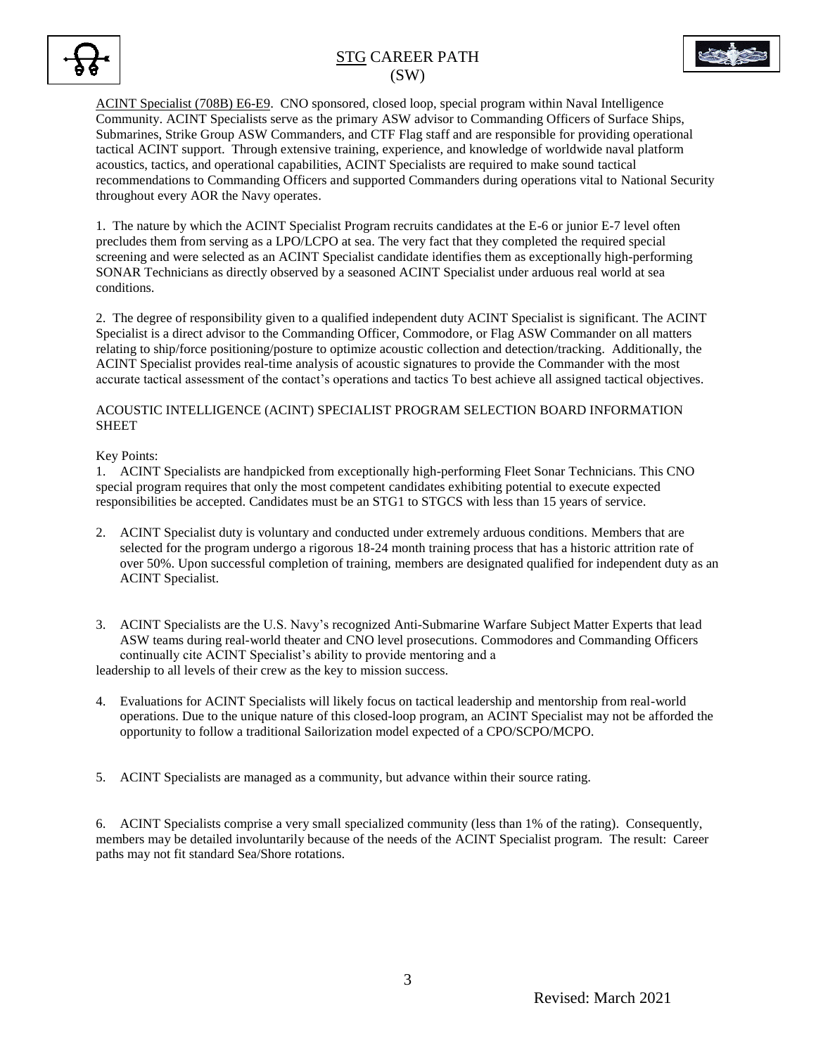ACINT Specialist (708B) E6-E9. CNO sponsored, closed loop, special program within Naval Intelligence Community. ACINT Specialists serve as the primary ASW advisor to Commanding Officers of Surface Ships, Submarines, Strike Group ASW Commanders, and CTF Flag staff and are responsible for providing operational tactical ACINT support. Through extensive training, experience, and knowledge of worldwide naval platform acoustics, tactics, and operational capabilities, ACINT Specialists are required to make sound tactical recommendations to Commanding Officers and supported Commanders during operations vital to National Security throughout every AOR the Navy operates.

1. The nature by which the ACINT Specialist Program recruits candidates at the E-6 or junior E-7 level often precludes them from serving as a LPO/LCPO at sea. The very fact that they completed the required special screening and were selected as an ACINT Specialist candidate identifies them as exceptionally high-performing SONAR Technicians as directly observed by a seasoned ACINT Specialist under arduous real world at sea conditions.

2. The degree of responsibility given to a qualified independent duty ACINT Specialist is significant. The ACINT Specialist is a direct advisor to the Commanding Officer, Commodore, or Flag ASW Commander on all matters relating to ship/force positioning/posture to optimize acoustic collection and detection/tracking. Additionally, the ACINT Specialist provides real-time analysis of acoustic signatures to provide the Commander with the most accurate tactical assessment of the contact's operations and tactics To best achieve all assigned tactical objectives.

ACOUSTIC INTELLIGENCE (ACINT) SPECIALIST PROGRAM SELECTION BOARD INFORMATION SHEET

Key Points:

1. ACINT Specialists are handpicked from exceptionally high-performing Fleet Sonar Technicians. This CNO special program requires that only the most competent candidates exhibiting potential to execute expected responsibilities be accepted. Candidates must be an STG1 to STGCS with less than 15 years of service.

2. ACINT Specialist duty is voluntary and conducted under extremely arduous conditions. Members that are selected for the program undergo a rigorous 18-24 month training process that has a historic attrition rate of over 50%. Upon successful completion of training, members are designated qualified for independent duty as an ACINT Specialist.

3. ACINT Specialists are the U.S. Navy's recognized Anti-Submarine Warfare Subject Matter Experts that lead ASW teams during real-world theater and CNO level prosecutions. Commodores and Commanding Officers continually cite ACINT Specialist's ability to provide mentoring and a leadership to all levels of their crew as the key to mission success.

4. Evaluations for ACINT Specialists will likely focus on tactical leadership and mentorship from real-world operations. Due to the unique nature of this closed-loop program, an ACINT Specialist may not be afforded the opportunity to follow a traditional Sailorization model expected of a CPO/SCPO/MCPO.

5. ACINT Specialists are managed as a community, but advance within their source rating.

6. ACINT Specialists comprise a very small specialized community (less than 1% of the rating). Consequently, members may be detailed involuntarily because of the needs of the ACINT Specialist program. The result: Career paths may not fit standard Sea/Shore rotations.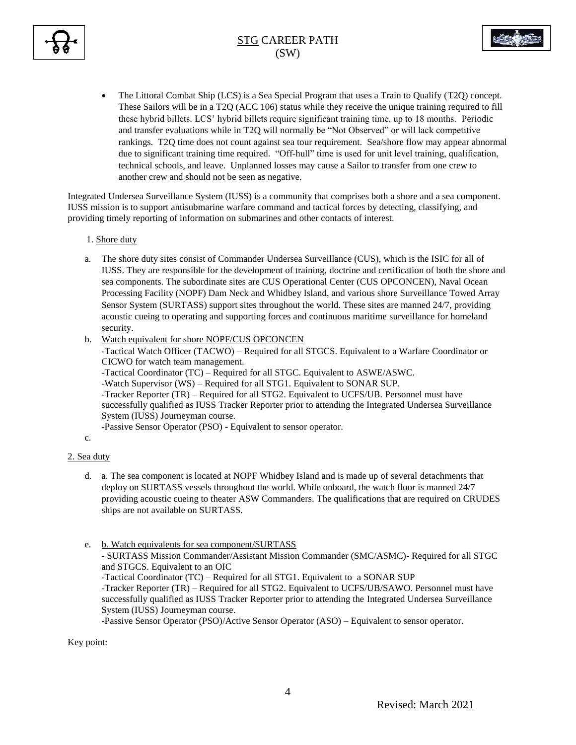- The Littoral Combat Ship (LCS) is a Sea Special Program that uses a Train to Qualify (T2Q) concept. These Sailors will be in a T2Q (ACC 106) status while they receive the unique training required to fill these hybrid billets. LCS' hybrid billets require significant training time, up to 18 months. Periodic and transfer evaluations while in T2Q will normally be "Not Observed" or will lack competitive rankings. T2Q time does not count against sea tour requirement. Sea/shore flow may appear abnormal due to significant training time required. "Off-hull" time is used for unit level training, qualification, technical schools, and leave. Unplanned losses may cause a Sailor to transfer from one crew to another crew and should not be seen as negative.

Integrated Undersea Surveillance System (IUSS) is a community that comprises both a shore and a sea component. IUSS mission is to support antisubmarine warfare command and tactical forces by detecting, classifying, and providing timely reporting of information on submarines and other contacts of interest.

1. Shore duty

a. The shore duty sites consist of Commander Undersea Surveillance (CUS), which is the ISIC for all of IUSS. They are responsible for the development of training, doctrine and certification of both the shore and sea components. The subordinate sites are CUS Operational Center (CUS OPCONCEN), Naval Ocean Processing Facility (NOPF) Dam Neck and Whidbey Island, and various shore Surveillance Towed Array Sensor System (SURTASS) support sites throughout the world. These sites are manned 24/7, providing acoustic cueing to operating and supporting forces and continuous maritime surveillance for homeland security.

b. Watch equivalent for shore NOPF/CUS OPCONCEN
   -Tactical Watch Officer (TACWO) – Required for all STGCS. Equivalent to a Warfare Coordinator or CICWO for watch team management.
   -Tactical Coordinator (TC) – Required for all STGC. Equivalent to ASWE/ASWC.
   -Watch Supervisor (WS) – Required for all STG1. Equivalent to SONAR SUP.
   -Tracker Reporter (TR) – Required for all STG2. Equivalent to UCFS/UB. Personnel must have successfully qualified as IUSS Tracker Reporter prior to attending the Integrated Undersea Surveillance System (IUSS) Journeyman course.
   -Passive Sensor Operator (PSO) - Equivalent to sensor operator.

c.

2. Sea duty

d. a. The sea component is located at NOPF Whidbey Island and is made up of several detachments that deploy on SURTASS vessels throughout the world. While onboard, the watch floor is manned 24/7 providing acoustic cueing to theater ASW Commanders. The qualifications that are required on CRUDES ships are not available on SURTASS.

e. b. Watch equivalents for sea component/SURTASS
   - SURTASS Mission Commander/Assistant Mission Commander (SMC/ASMC)- Required for all STGC and STGCS. Equivalent to an OIC
   -Tactical Coordinator (TC) – Required for all STG1. Equivalent to a SONAR SUP
   -Tracker Reporter (TR) – Required for all STG2. Equivalent to UCFS/UB/SAWO. Personnel must have successfully qualified as IUSS Tracker Reporter prior to attending the Integrated Undersea Surveillance System (IUSS) Journeyman course.
   -Passive Sensor Operator (PSO)/Active Sensor Operator (ASO) – Equivalent to sensor operator.

Key point: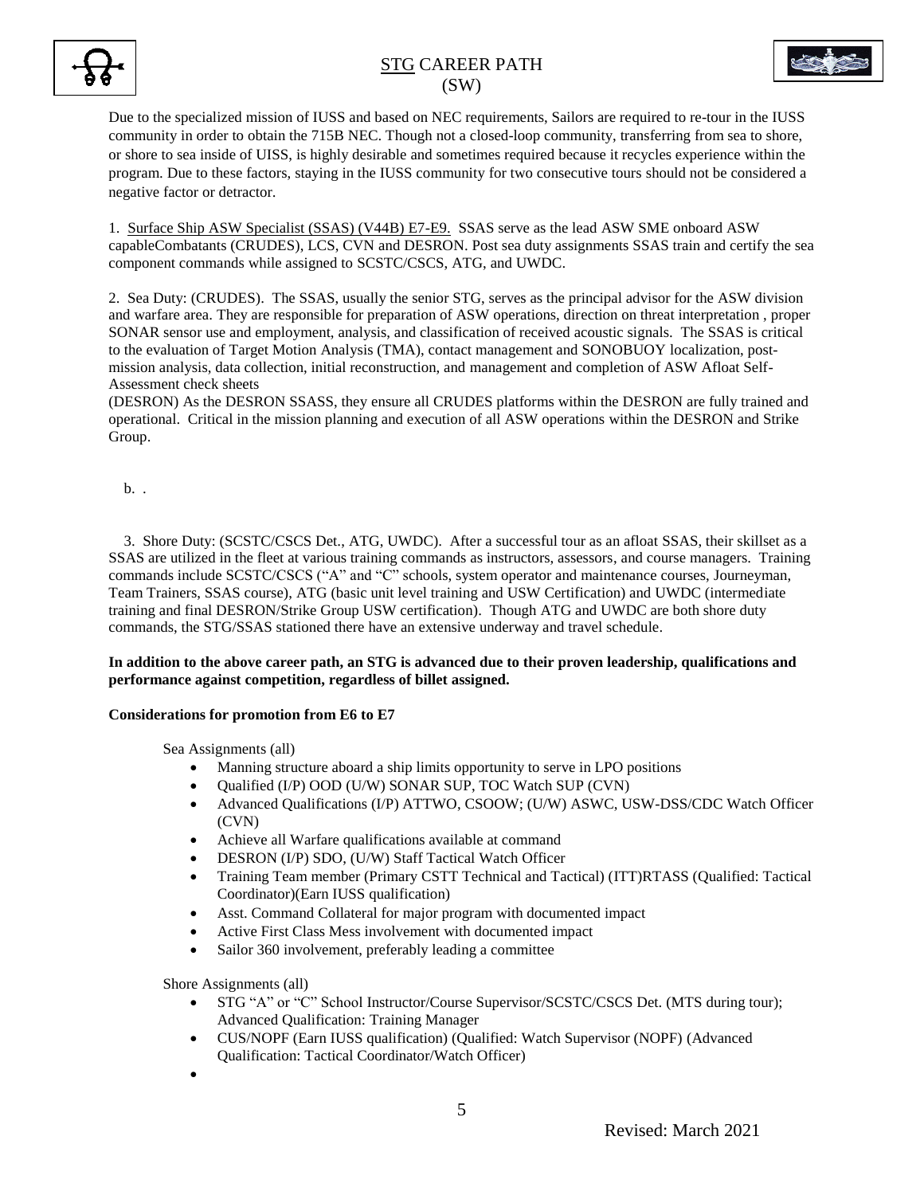Due to the specialized mission of IUSS and based on NEC requirements, Sailors are required to re-tour in the IUSS community in order to obtain the 715B NEC. Though not a closed-loop community, transferring from sea to shore, or shore to sea inside of UISS, is highly desirable and sometimes required because it recycles experience within the program. Due to these factors, staying in the IUSS community for two consecutive tours should not be considered a negative factor or detractor.

1. Surface Ship ASW Specialist (SSAS) (V44B) E7-E9. SSAS serve as the lead ASW SME onboard ASW capableCombatants (CRUDES), LCS, CVN and DESRON. Post sea duty assignments SSAS train and certify the sea component commands while assigned to SCSTC/CSCS, ATG, and UWDC.

2. Sea Duty: (CRUDES). The SSAS, usually the senior STG, serves as the principal advisor for the ASW division and warfare area. They are responsible for preparation of ASW operations, direction on threat interpretation , proper SONAR sensor use and employment, analysis, and classification of received acoustic signals. The SSAS is critical to the evaluation of Target Motion Analysis (TMA), contact management and SONOBUOY localization, post-mission analysis, data collection, initial reconstruction, and management and completion of ASW Afloat Self-Assessment check sheets
(DESRON) As the DESRON SSASS, they ensure all CRUDES platforms within the DESRON are fully trained and operational. Critical in the mission planning and execution of all ASW operations within the DESRON and Strike Group.

b. .

3. Shore Duty: (SCSTC/CSCS Det., ATG, UWDC). After a successful tour as an afloat SSAS, their skillset as a SSAS are utilized in the fleet at various training commands as instructors, assessors, and course managers. Training commands include SCSTC/CSCS ("A" and "C" schools, system operator and maintenance courses, Journeyman, Team Trainers, SSAS course), ATG (basic unit level training and USW Certification) and UWDC (intermediate training and final DESRON/Strike Group USW certification). Though ATG and UWDC are both shore duty commands, the STG/SSAS stationed there have an extensive underway and travel schedule.

**In addition to the above career path, an STG is advanced due to their proven leadership, qualifications and performance against competition, regardless of billet assigned.**

**Considerations for promotion from E6 to E7**

Sea Assignments (all)

- Manning structure aboard a ship limits opportunity to serve in LPO positions
- Qualified (I/P) OOD (U/W) SONAR SUP, TOC Watch SUP (CVN)
- Advanced Qualifications (I/P) ATTWO, CSOOW; (U/W) ASWC, USW-DSS/CDC Watch Officer (CVN)
- Achieve all Warfare qualifications available at command
- DESRON (I/P) SDO, (U/W) Staff Tactical Watch Officer
- Training Team member (Primary CSTT Technical and Tactical) (ITT)RTASS (Qualified: Tactical Coordinator)(Earn IUSS qualification)
- Asst. Command Collateral for major program with documented impact
- Active First Class Mess involvement with documented impact
- Sailor 360 involvement, preferably leading a committee

Shore Assignments (all)

- STG "A" or "C" School Instructor/Course Supervisor/SCSTC/CSCS Det. (MTS during tour); Advanced Qualification: Training Manager
- CUS/NOPF (Earn IUSS qualification) (Qualified: Watch Supervisor (NOPF) (Advanced Qualification: Tactical Coordinator/Watch Officer)
- 

Revised: March 2021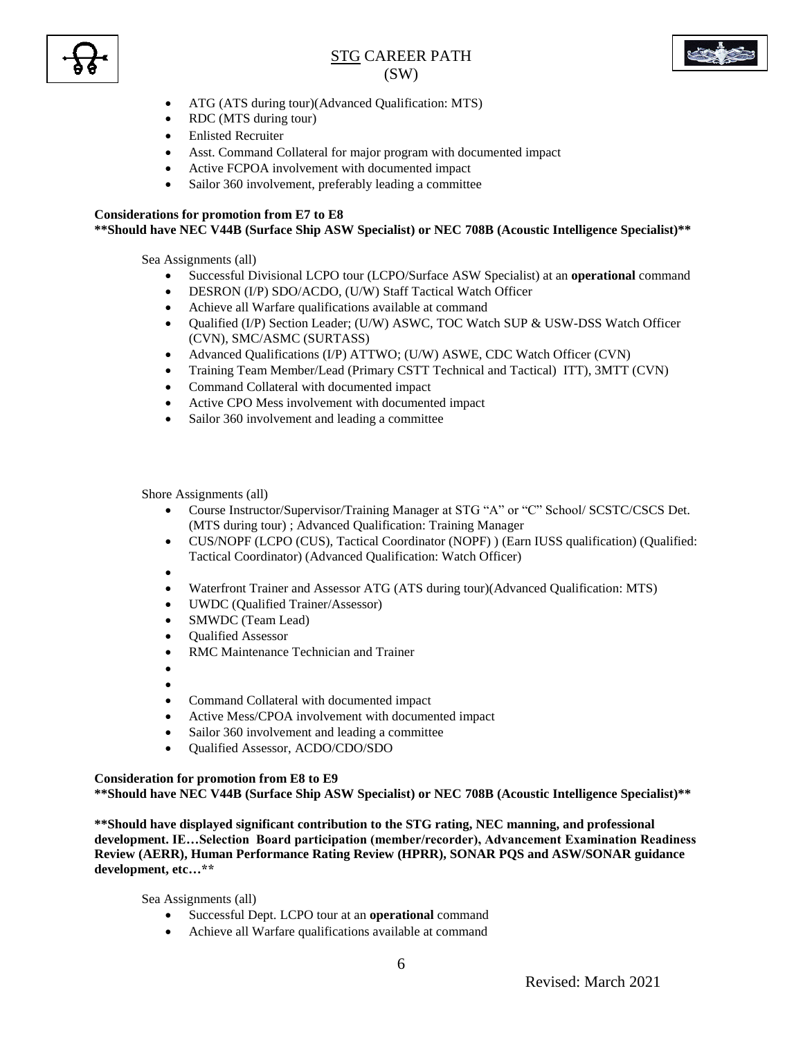- ATG (ATS during tour)(Advanced Qualification: MTS)
- RDC (MTS during tour)
- Enlisted Recruiter
- Asst. Command Collateral for major program with documented impact
- Active FCPOA involvement with documented impact
- Sailor 360 involvement, preferably leading a committee

**Considerations for promotion from E7 to E8**
**\*\*Should have NEC V44B (Surface Ship ASW Specialist) or NEC 708B (Acoustic Intelligence Specialist)\*\***

Sea Assignments (all)

- Successful Divisional LCPO tour (LCPO/Surface ASW Specialist) at an **operational** command
- DESRON (I/P) SDO/ACDO, (U/W) Staff Tactical Watch Officer
- Achieve all Warfare qualifications available at command
- Qualified (I/P) Section Leader; (U/W) ASWC, TOC Watch SUP & USW-DSS Watch Officer (CVN), SMC/ASMC (SURTASS)
- Advanced Qualifications (I/P) ATTWO; (U/W) ASWE, CDC Watch Officer (CVN)
- Training Team Member/Lead (Primary CSTT Technical and Tactical) ITT), 3MTT (CVN)
- Command Collateral with documented impact
- Active CPO Mess involvement with documented impact
- Sailor 360 involvement and leading a committee

Shore Assignments (all)

- Course Instructor/Supervisor/Training Manager at STG "A" or "C" School/ SCSTC/CSCS Det. (MTS during tour) ; Advanced Qualification: Training Manager
- CUS/NOPF (LCPO (CUS), Tactical Coordinator (NOPF) ) (Earn IUSS qualification) (Qualified: Tactical Coordinator) (Advanced Qualification: Watch Officer)
- Waterfront Trainer and Assessor ATG (ATS during tour)(Advanced Qualification: MTS)
- UWDC (Qualified Trainer/Assessor)
- SMWDC (Team Lead)
- Qualified Assessor
- RMC Maintenance Technician and Trainer
- Command Collateral with documented impact
- Active Mess/CPOA involvement with documented impact
- Sailor 360 involvement and leading a committee
- Qualified Assessor, ACDO/CDO/SDO

**Consideration for promotion from E8 to E9**
**\*\*Should have NEC V44B (Surface Ship ASW Specialist) or NEC 708B (Acoustic Intelligence Specialist)\*\***

**\*\*Should have displayed significant contribution to the STG rating, NEC manning, and professional development. IE…Selection Board participation (member/recorder), Advancement Examination Readiness Review (AERR), Human Performance Rating Review (HPRR), SONAR PQS and ASW/SONAR guidance development, etc…\*\***

Sea Assignments (all)

- Successful Dept. LCPO tour at an **operational** command
- Achieve all Warfare qualifications available at command

Revised: March 2021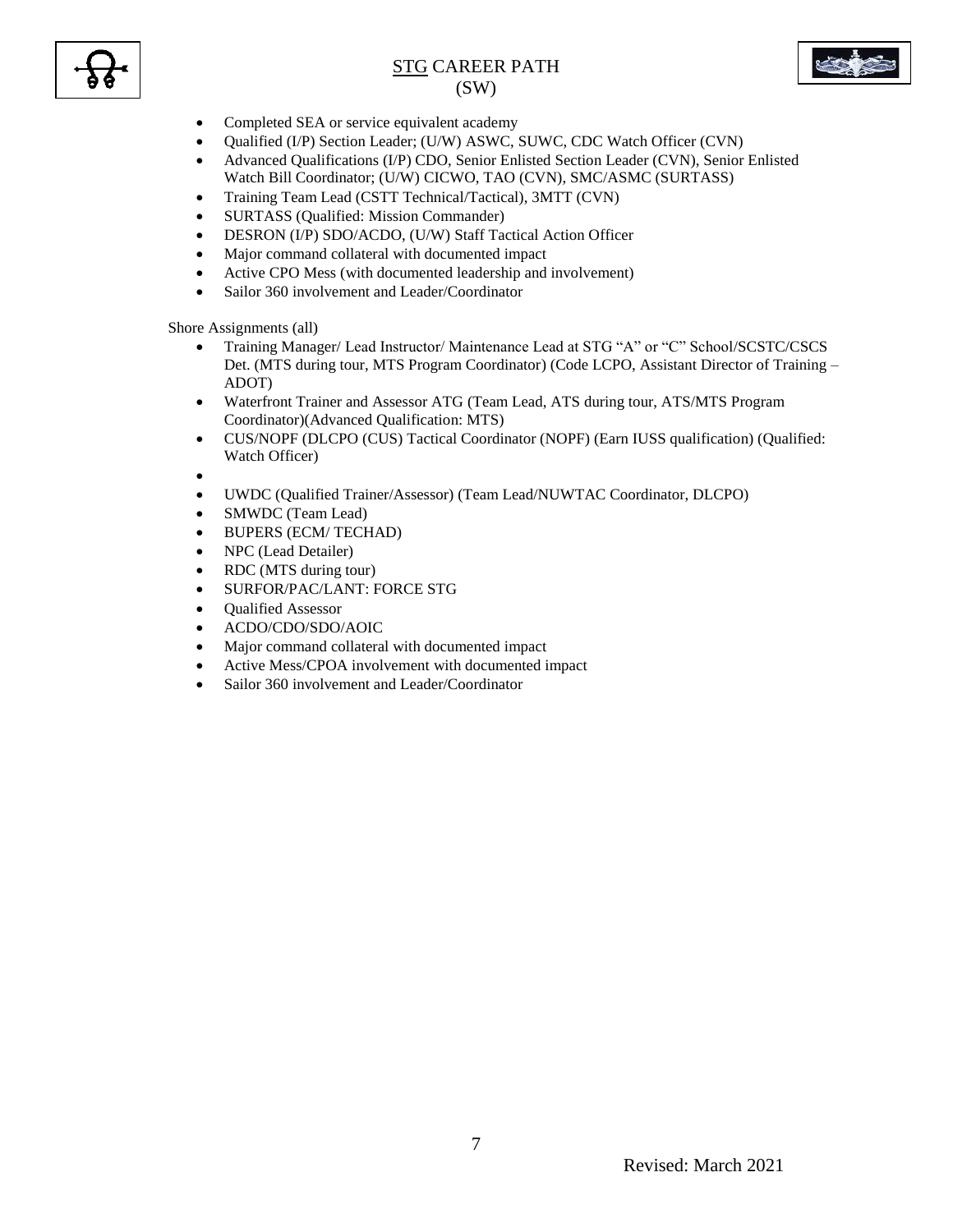- Completed SEA or service equivalent academy
- Qualified (I/P) Section Leader; (U/W) ASWC, SUWC, CDC Watch Officer (CVN)
- Advanced Qualifications (I/P) CDO, Senior Enlisted Section Leader (CVN), Senior Enlisted Watch Bill Coordinator; (U/W) CICWO, TAO (CVN), SMC/ASMC (SURTASS)
- Training Team Lead (CSTT Technical/Tactical), 3MTT (CVN)
- SURTASS (Qualified: Mission Commander)
- DESRON (I/P) SDO/ACDO, (U/W) Staff Tactical Action Officer
- Major command collateral with documented impact
- Active CPO Mess (with documented leadership and involvement)
- Sailor 360 involvement and Leader/Coordinator

Shore Assignments (all)

- Training Manager/ Lead Instructor/ Maintenance Lead at STG "A" or "C" School/SCSTC/CSCS Det. (MTS during tour, MTS Program Coordinator) (Code LCPO, Assistant Director of Training – ADOT)
- Waterfront Trainer and Assessor ATG (Team Lead, ATS during tour, ATS/MTS Program Coordinator)(Advanced Qualification: MTS)
- CUS/NOPF (DLCPO (CUS) Tactical Coordinator (NOPF) (Earn IUSS qualification) (Qualified: Watch Officer)
- UWDC (Qualified Trainer/Assessor) (Team Lead/NUWTAC Coordinator, DLCPO)
- SMWDC (Team Lead)
- BUPERS (ECM/ TECHAD)
- NPC (Lead Detailer)
- RDC (MTS during tour)
- SURFOR/PAC/LANT: FORCE STG
- Qualified Assessor
- ACDO/CDO/SDO/AOIC
- Major command collateral with documented impact
- Active Mess/CPOA involvement with documented impact
- Sailor 360 involvement and Leader/Coordinator